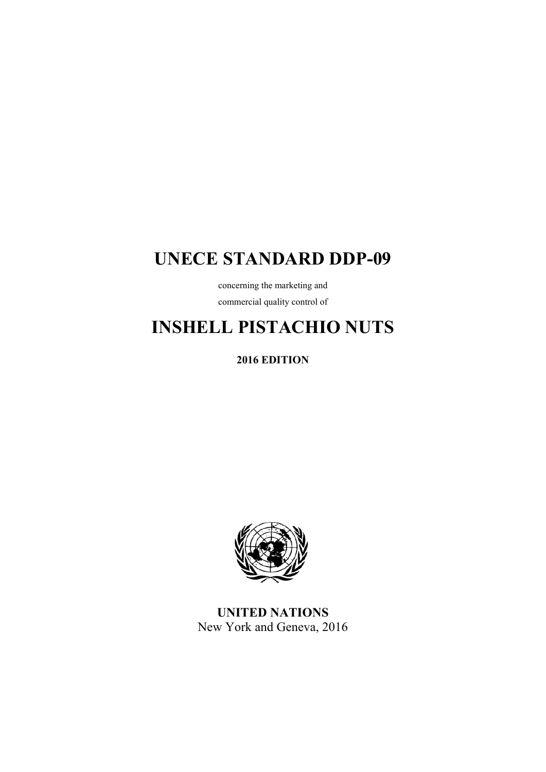# UNECE STANDARD DDP-09

concerning the marketing and

commercial quality control of

# INSHELL PISTACHIO NUTS

**2016 EDITION**

**UNITED NATIONS**

New York and Geneva, 2016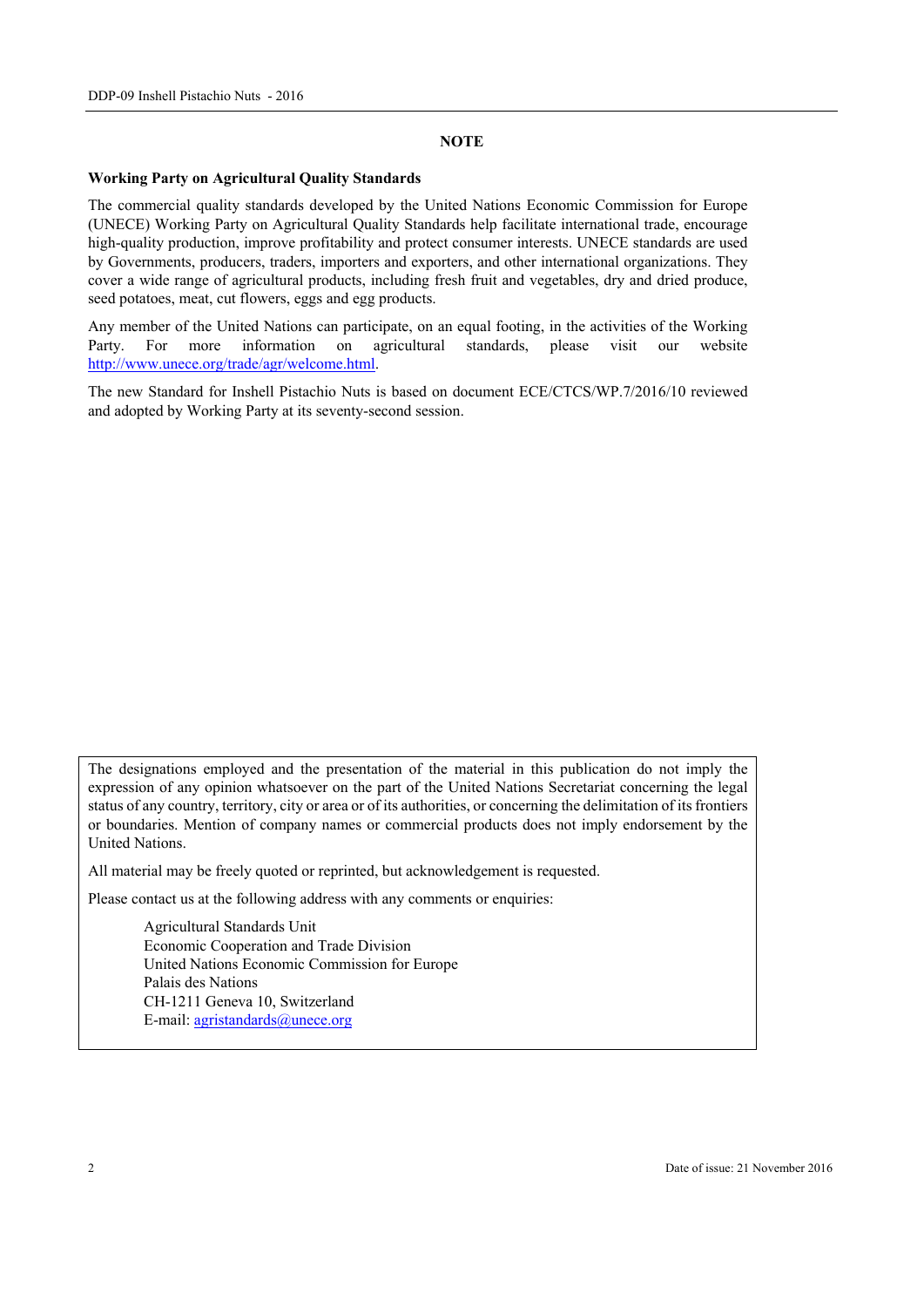# NOTE

**Working Party on Agricultural Quality Standards**

The commercial quality standards developed by the United Nations Economic Commission for Europe (UNECE) Working Party on Agricultural Quality Standards help facilitate international trade, encourage high-quality production, improve profitability and protect consumer interests. UNECE standards are used by Governments, producers, traders, importers and exporters, and other international organizations. They cover a wide range of agricultural products, including fresh fruit and vegetables, dry and dried produce, seed potatoes, meat, cut flowers, eggs and egg products.

Any member of the United Nations can participate, on an equal footing, in the activities of the Working Party. For more information on agricultural standards, please visit our website http://www.unece.org/trade/agr/welcome.html.

The new Standard for Inshell Pistachio Nuts is based on document ECE/CTCS/WP.7/2016/10 reviewed and adopted by Working Party at its seventy-second session.

The designations employed and the presentation of the material in this publication do not imply the expression of any opinion whatsoever on the part of the United Nations Secretariat concerning the legal status of any country, territory, city or area or of its authorities, or concerning the delimitation of its frontiers or boundaries. Mention of company names or commercial products does not imply endorsement by the United Nations.

All material may be freely quoted or reprinted, but acknowledgement is requested.

Please contact us at the following address with any comments or enquiries:

Agricultural Standards Unit
Economic Cooperation and Trade Division
United Nations Economic Commission for Europe
Palais des Nations
CH-1211 Geneva 10, Switzerland
E-mail: agristandards@unece.org

Date of issue: 21 November 2016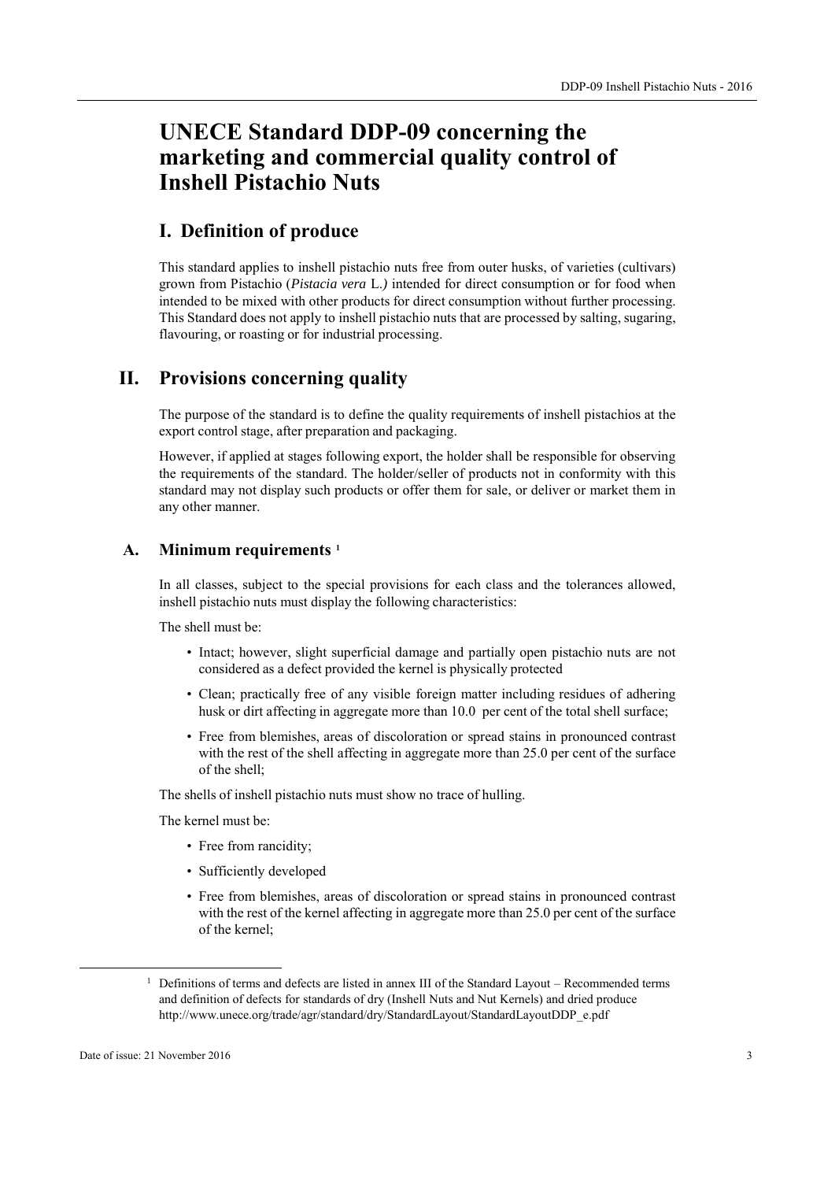# UNECE Standard DDP-09 concerning the marketing and commercial quality control of Inshell Pistachio Nuts

## I. Definition of produce

This standard applies to inshell pistachio nuts free from outer husks, of varieties (cultivars) grown from Pistachio (*Pistacia vera* L.*)* intended for direct consumption or for food when intended to be mixed with other products for direct consumption without further processing. This Standard does not apply to inshell pistachio nuts that are processed by salting, sugaring, flavouring, or roasting or for industrial processing.

## II. Provisions concerning quality

The purpose of the standard is to define the quality requirements of inshell pistachios at the export control stage, after preparation and packaging.

However, if applied at stages following export, the holder shall be responsible for observing the requirements of the standard. The holder/seller of products not in conformity with this standard may not display such products or offer them for sale, or deliver or market them in any other manner.

### A. Minimum requirements [1]

In all classes, subject to the special provisions for each class and the tolerances allowed, inshell pistachio nuts must display the following characteristics:

The shell must be:

- Intact; however, slight superficial damage and partially open pistachio nuts are not considered as a defect provided the kernel is physically protected
- Clean; practically free of any visible foreign matter including residues of adhering husk or dirt affecting in aggregate more than 10.0 per cent of the total shell surface;
- Free from blemishes, areas of discoloration or spread stains in pronounced contrast with the rest of the shell affecting in aggregate more than 25.0 per cent of the surface of the shell;

The shells of inshell pistachio nuts must show no trace of hulling.

The kernel must be:

- Free from rancidity;
- Sufficiently developed
- Free from blemishes, areas of discoloration or spread stains in pronounced contrast with the rest of the kernel affecting in aggregate more than 25.0 per cent of the surface of the kernel;

[1] Definitions of terms and defects are listed in annex III of the Standard Layout – Recommended terms and definition of defects for standards of dry (Inshell Nuts and Nut Kernels) and dried produce http://www.unece.org/trade/agr/standard/dry/StandardLayout/StandardLayoutDDP_e.pdf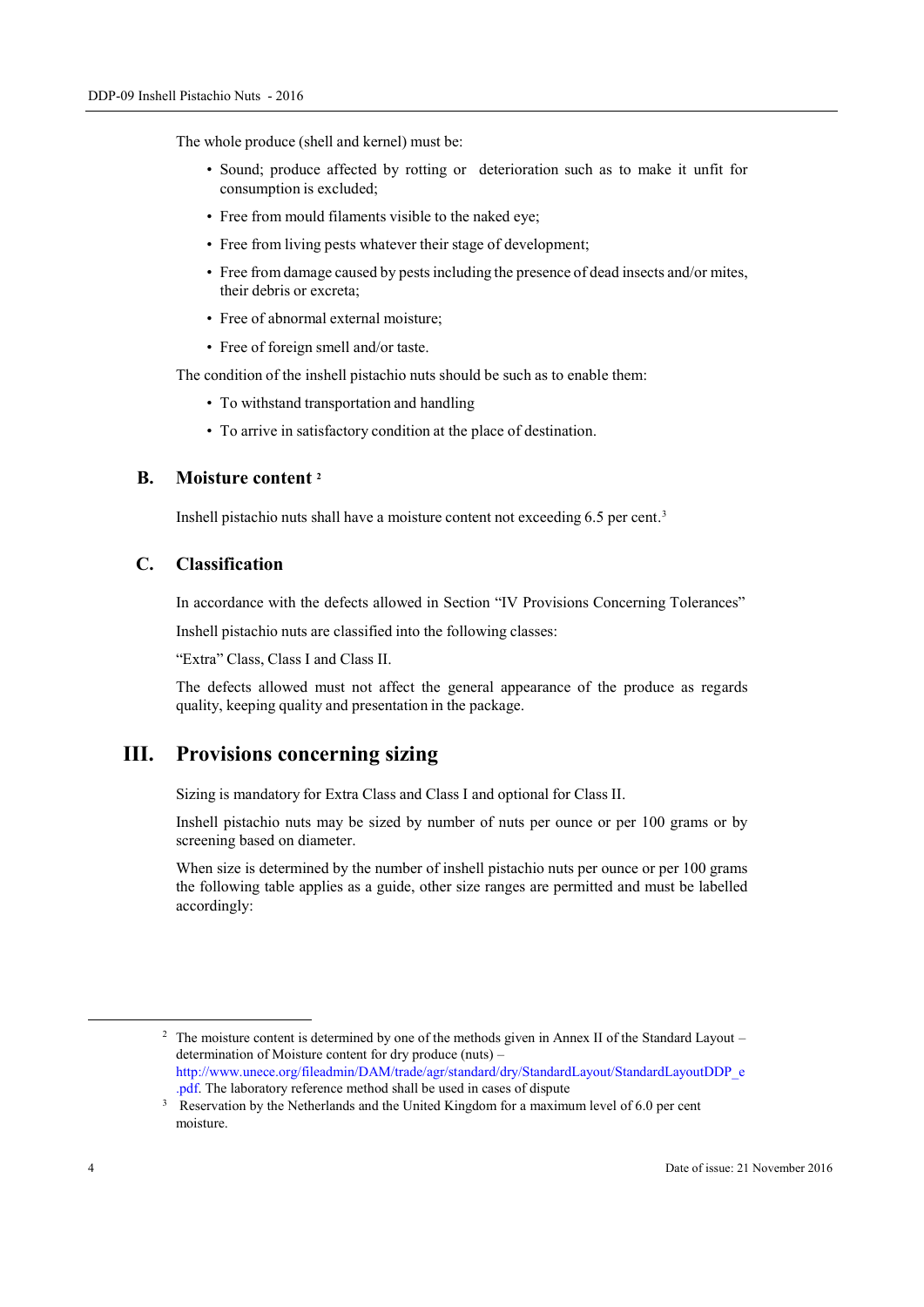The whole produce (shell and kernel) must be:

- Sound; produce affected by rotting or deterioration such as to make it unfit for consumption is excluded;
- Free from mould filaments visible to the naked eye;
- Free from living pests whatever their stage of development;
- Free from damage caused by pests including the presence of dead insects and/or mites, their debris or excreta;
- Free of abnormal external moisture;
- Free of foreign smell and/or taste.

The condition of the inshell pistachio nuts should be such as to enable them:

- To withstand transportation and handling
- To arrive in satisfactory condition at the place of destination.

### B. Moisture content [2]

Inshell pistachio nuts shall have a moisture content not exceeding 6.5 per cent.[3]

### C. Classification

In accordance with the defects allowed in Section "IV Provisions Concerning Tolerances"

Inshell pistachio nuts are classified into the following classes:

"Extra" Class, Class I and Class II.

The defects allowed must not affect the general appearance of the produce as regards quality, keeping quality and presentation in the package.

## III. Provisions concerning sizing

Sizing is mandatory for Extra Class and Class I and optional for Class II.

Inshell pistachio nuts may be sized by number of nuts per ounce or per 100 grams or by screening based on diameter.

When size is determined by the number of inshell pistachio nuts per ounce or per 100 grams the following table applies as a guide, other size ranges are permitted and must be labelled accordingly:

---

[2] The moisture content is determined by one of the methods given in Annex II of the Standard Layout – determination of Moisture content for dry produce (nuts) – http://www.unece.org/fileadmin/DAM/trade/agr/standard/dry/StandardLayout/StandardLayoutDDP_e.pdf. The laboratory reference method shall be used in cases of dispute

[3] Reservation by the Netherlands and the United Kingdom for a maximum level of 6.0 per cent moisture.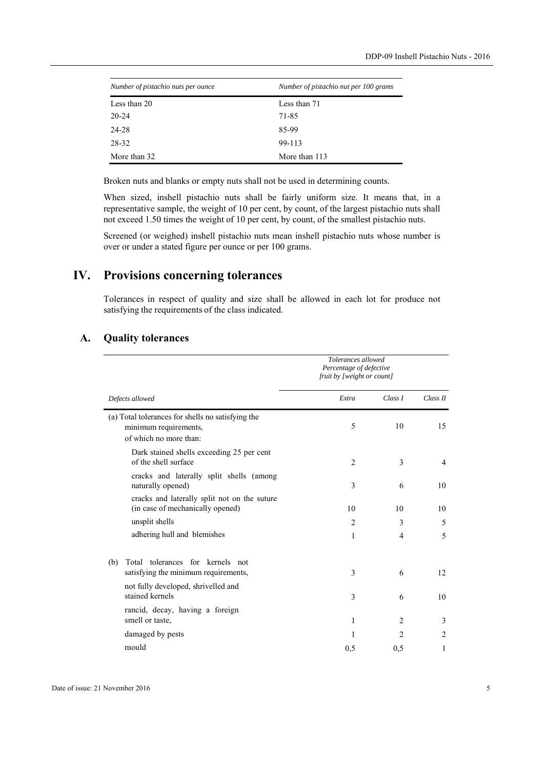| *Number of pistachio nuts per ounce* | *Number of pistachio nut per 100 grams* |
|---|---|
| Less than 20 | Less than 71 |
| 20-24 | 71-85 |
| 24-28 | 85-99 |
| 28-32 | 99-113 |
| More than 32 | More than 113 |

Broken nuts and blanks or empty nuts shall not be used in determining counts.

When sized, inshell pistachio nuts shall be fairly uniform size. It means that, in a representative sample, the weight of 10 per cent, by count, of the largest pistachio nuts shall not exceed 1.50 times the weight of 10 per cent, by count, of the smallest pistachio nuts.

Screened (or weighed) inshell pistachio nuts mean inshell pistachio nuts whose number is over or under a stated figure per ounce or per 100 grams.

# IV. Provisions concerning tolerances

Tolerances in respect of quality and size shall be allowed in each lot for produce not satisfying the requirements of the class indicated.

## A. Quality tolerances

| | *Tolerances allowed Percentage of defective fruit by [weight or count]* | | |
|---|---|---|---|
| *Defects allowed* | *Extra* | *Class I* | *Class II* |
| (a) Total tolerances for shells no satisfying the minimum requirements, of which no more than: | 5 | 10 | 15 |
| Dark stained shells exceeding 25 per cent of the shell surface | 2 | 3 | 4 |
| cracks and laterally split shells (among naturally opened) | 3 | 6 | 10 |
| cracks and laterally split not on the suture (in case of mechanically opened) | 10 | 10 | 10 |
| unsplit shells | 2 | 3 | 5 |
| adhering hull and blemishes | 1 | 4 | 5 |
| (b) Total tolerances for kernels not satisfying the minimum requirements, | 3 | 6 | 12 |
| not fully developed, shrivelled and stained kernels | 3 | 6 | 10 |
| rancid, decay, having a foreign smell or taste, | 1 | 2 | 3 |
| damaged by pests | 1 | 2 | 2 |
| mould | 0,5 | 0,5 | 1 |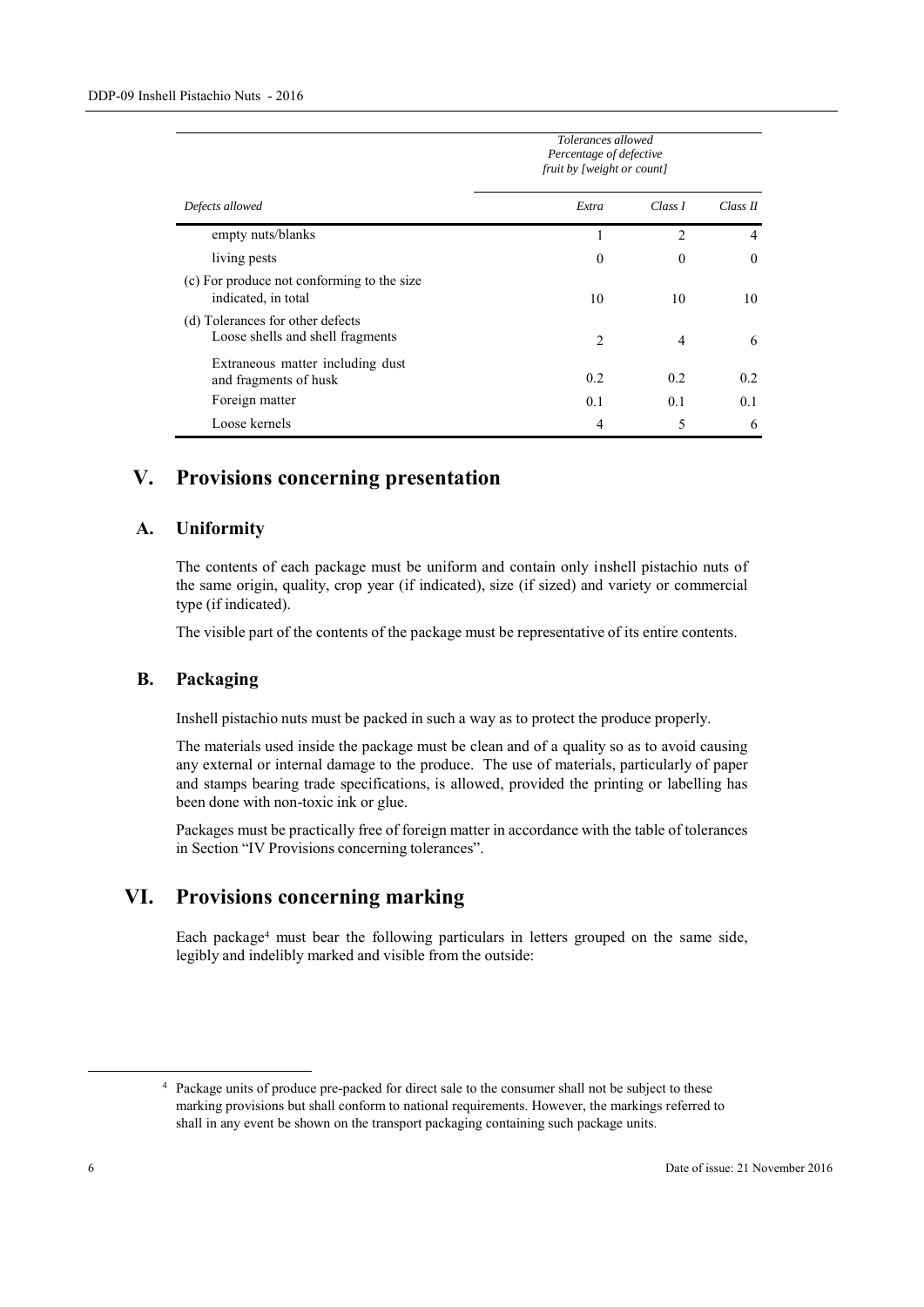| Defects allowed | Tolerances allowed Percentage of defective fruit by [weight or count] | | |
|---|---|---|---|
| | *Extra* | *Class I* | *Class II* |
| empty nuts/blanks | 1 | 2 | 4 |
| living pests | 0 | 0 | 0 |
| (c) For produce not conforming to the size indicated, in total | 10 | 10 | 10 |
| (d) Tolerances for other defects Loose shells and shell fragments | 2 | 4 | 6 |
| Extraneous matter including dust and fragments of husk | 0.2 | 0.2 | 0.2 |
| Foreign matter | 0.1 | 0.1 | 0.1 |
| Loose kernels | 4 | 5 | 6 |

# V. Provisions concerning presentation

## A. Uniformity

The contents of each package must be uniform and contain only inshell pistachio nuts of the same origin, quality, crop year (if indicated), size (if sized) and variety or commercial type (if indicated).

The visible part of the contents of the package must be representative of its entire contents.

## B. Packaging

Inshell pistachio nuts must be packed in such a way as to protect the produce properly.

The materials used inside the package must be clean and of a quality so as to avoid causing any external or internal damage to the produce. The use of materials, particularly of paper and stamps bearing trade specifications, is allowed, provided the printing or labelling has been done with non-toxic ink or glue.

Packages must be practically free of foreign matter in accordance with the table of tolerances in Section "IV Provisions concerning tolerances".

# VI. Provisions concerning marking

Each package[4] must bear the following particulars in letters grouped on the same side, legibly and indelibly marked and visible from the outside:

[4] Package units of produce pre-packed for direct sale to the consumer shall not be subject to these marking provisions but shall conform to national requirements. However, the markings referred to shall in any event be shown on the transport packaging containing such package units.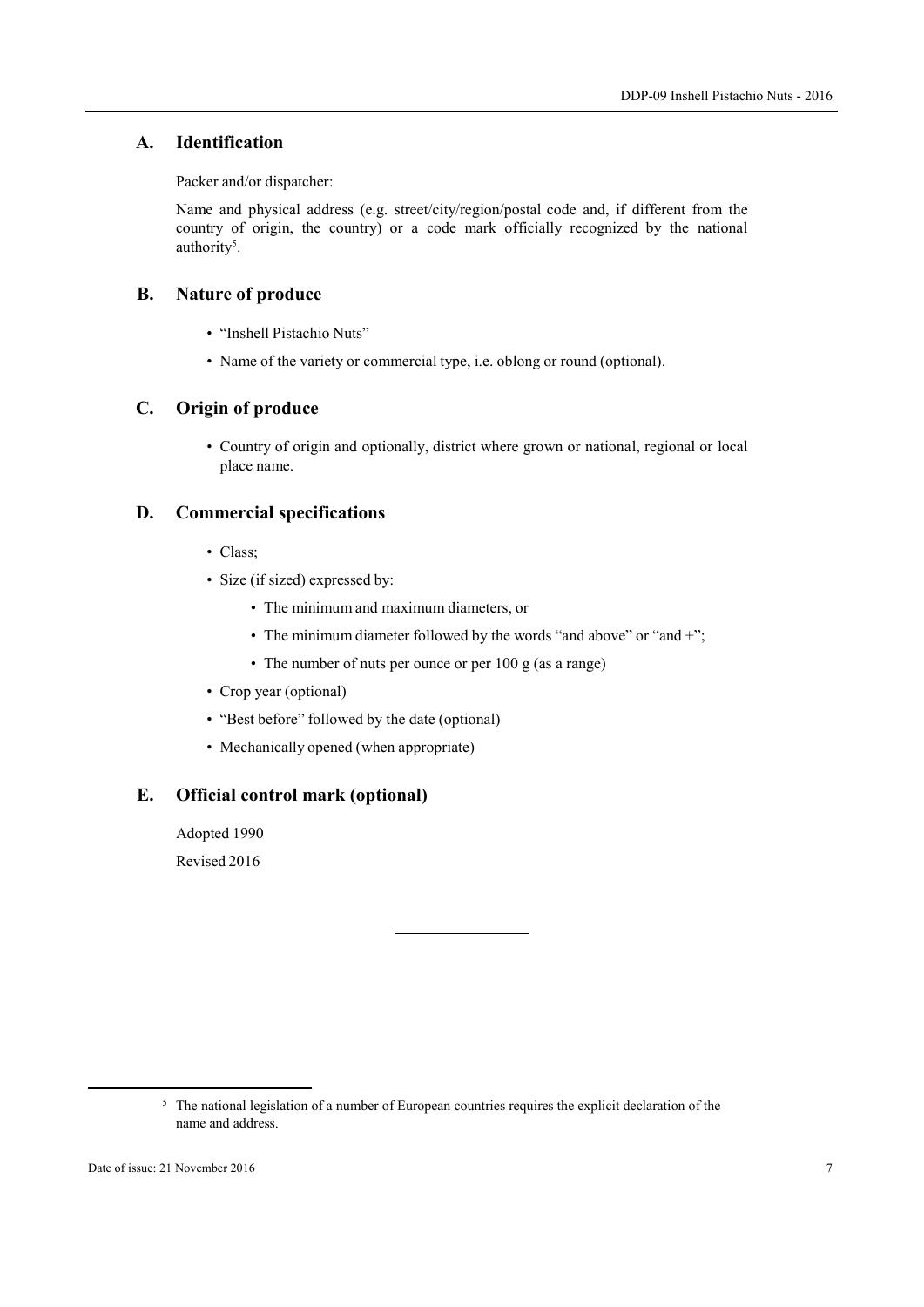## A. Identification

Packer and/or dispatcher:

Name and physical address (e.g. street/city/region/postal code and, if different from the country of origin, the country) or a code mark officially recognized by the national authority[5].

## B. Nature of produce

- "Inshell Pistachio Nuts"
- Name of the variety or commercial type, i.e. oblong or round (optional).

## C. Origin of produce

- Country of origin and optionally, district where grown or national, regional or local place name.

## D. Commercial specifications

- Class;
- Size (if sized) expressed by:
  - The minimum and maximum diameters, or
  - The minimum diameter followed by the words "and above" or "and +";
  - The number of nuts per ounce or per 100 g (as a range)
- Crop year (optional)
- "Best before" followed by the date (optional)
- Mechanically opened (when appropriate)

## E. Official control mark (optional)

Adopted 1990

Revised 2016

---

[5] The national legislation of a number of European countries requires the explicit declaration of the name and address.